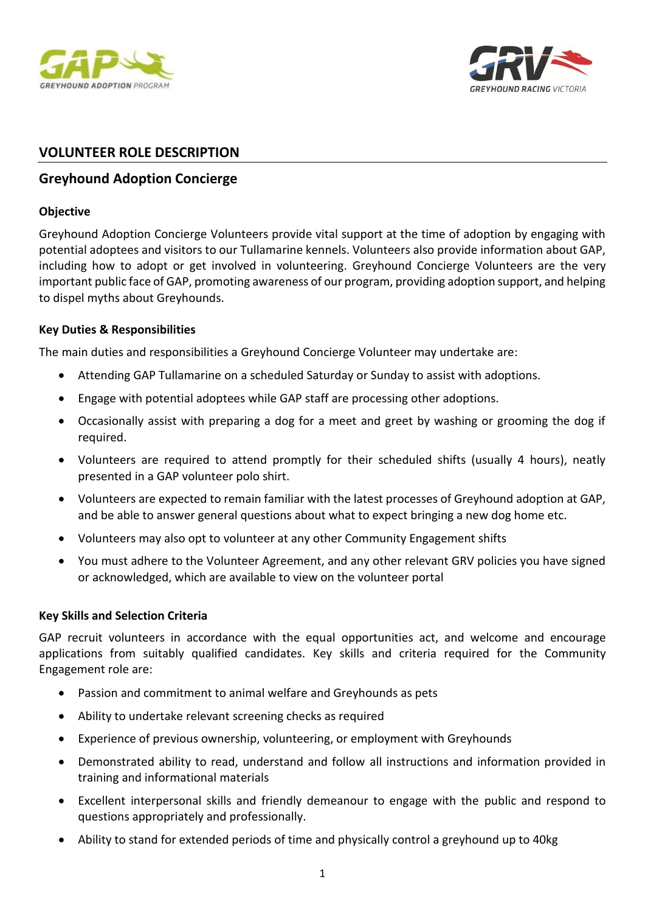# VOLUNTEER ROLE DESCRIPTION

## Greyhound Adoption Concierge

### Objective

Greyhound Adoption Concierge Volunteers provide vital support at the time of adoption by engaging with potential adoptees and visitors to our Tullamarine kennels. Volunteers also provide information about GAP, including how to adopt or get involved in volunteering. Greyhound Concierge Volunteers are the very important public face of GAP, promoting awareness of our program, providing adoption support, and helping to dispel myths about Greyhounds.

### Key Duties & Responsibilities

The main duties and responsibilities a Greyhound Concierge Volunteer may undertake are:

- Attending GAP Tullamarine on a scheduled Saturday or Sunday to assist with adoptions.
- Engage with potential adoptees while GAP staff are processing other adoptions.
- Occasionally assist with preparing a dog for a meet and greet by washing or grooming the dog if required.
- Volunteers are required to attend promptly for their scheduled shifts (usually 4 hours), neatly presented in a GAP volunteer polo shirt.
- Volunteers are expected to remain familiar with the latest processes of Greyhound adoption at GAP, and be able to answer general questions about what to expect bringing a new dog home etc.
- Volunteers may also opt to volunteer at any other Community Engagement shifts
- You must adhere to the Volunteer Agreement, and any other relevant GRV policies you have signed or acknowledged, which are available to view on the volunteer portal

### Key Skills and Selection Criteria

GAP recruit volunteers in accordance with the equal opportunities act, and welcome and encourage applications from suitably qualified candidates. Key skills and criteria required for the Community Engagement role are:

- Passion and commitment to animal welfare and Greyhounds as pets
- Ability to undertake relevant screening checks as required
- Experience of previous ownership, volunteering, or employment with Greyhounds
- Demonstrated ability to read, understand and follow all instructions and information provided in training and informational materials
- Excellent interpersonal skills and friendly demeanour to engage with the public and respond to questions appropriately and professionally.
- Ability to stand for extended periods of time and physically control a greyhound up to 40kg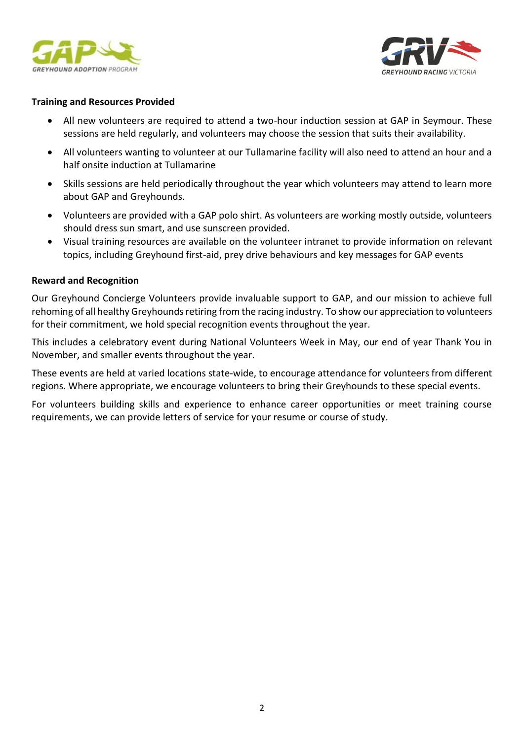**Training and Resources Provided**

- All new volunteers are required to attend a two-hour induction session at GAP in Seymour. These sessions are held regularly, and volunteers may choose the session that suits their availability.
- All volunteers wanting to volunteer at our Tullamarine facility will also need to attend an hour and a half onsite induction at Tullamarine
- Skills sessions are held periodically throughout the year which volunteers may attend to learn more about GAP and Greyhounds.
- Volunteers are provided with a GAP polo shirt. As volunteers are working mostly outside, volunteers should dress sun smart, and use sunscreen provided.
- Visual training resources are available on the volunteer intranet to provide information on relevant topics, including Greyhound first-aid, prey drive behaviours and key messages for GAP events

**Reward and Recognition**

Our Greyhound Concierge Volunteers provide invaluable support to GAP, and our mission to achieve full rehoming of all healthy Greyhounds retiring from the racing industry. To show our appreciation to volunteers for their commitment, we hold special recognition events throughout the year.

This includes a celebratory event during National Volunteers Week in May, our end of year Thank You in November, and smaller events throughout the year.

These events are held at varied locations state-wide, to encourage attendance for volunteers from different regions. Where appropriate, we encourage volunteers to bring their Greyhounds to these special events.

For volunteers building skills and experience to enhance career opportunities or meet training course requirements, we can provide letters of service for your resume or course of study.